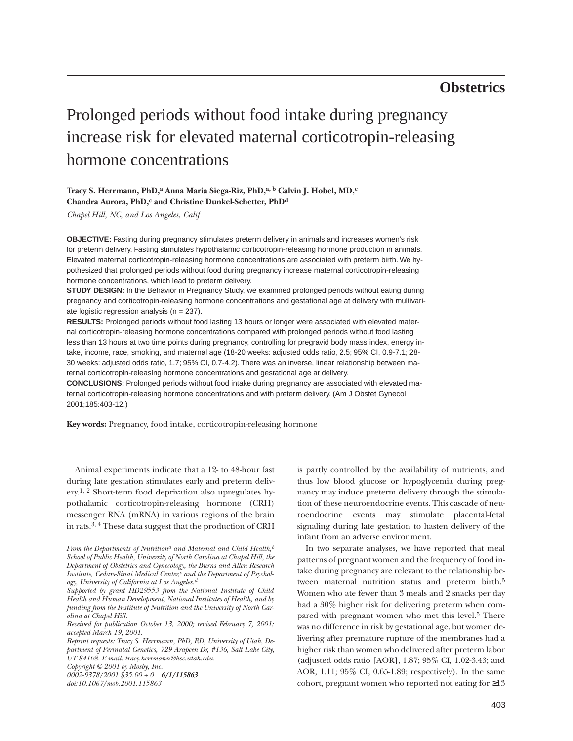**Obstetrics**

# Prolonged periods without food intake during pregnancy increase risk for elevated maternal corticotropin-releasing hormone concentrations

**Tracy S. Herrmann, PhD,[a] Anna Maria Siega-Riz, PhD,[a, b] Calvin J. Hobel, MD,[c] Chandra Aurora, PhD,[c] and Christine Dunkel-Schetter, PhD[d]**

*Chapel Hill, NC, and Los Angeles, Calif*

**OBJECTIVE:** Fasting during pregnancy stimulates preterm delivery in animals and increases women's risk for preterm delivery. Fasting stimulates hypothalamic corticotropin-releasing hormone production in animals. Elevated maternal corticotropin-releasing hormone concentrations are associated with preterm birth. We hypothesized that prolonged periods without food during pregnancy increase maternal corticotropin-releasing hormone concentrations, which lead to preterm delivery.

**STUDY DESIGN:** In the Behavior in Pregnancy Study, we examined prolonged periods without eating during pregnancy and corticotropin-releasing hormone concentrations and gestational age at delivery with multivariate logistic regression analysis (n = 237).

**RESULTS:** Prolonged periods without food lasting 13 hours or longer were associated with elevated maternal corticotropin-releasing hormone concentrations compared with prolonged periods without food lasting less than 13 hours at two time points during pregnancy, controlling for pregravid body mass index, energy intake, income, race, smoking, and maternal age (18-20 weeks: adjusted odds ratio, 2.5; 95% CI, 0.9-7.1; 28-30 weeks: adjusted odds ratio, 1.7; 95% CI, 0.7-4.2). There was an inverse, linear relationship between maternal corticotropin-releasing hormone concentrations and gestational age at delivery.

**CONCLUSIONS:** Prolonged periods without food intake during pregnancy are associated with elevated maternal corticotropin-releasing hormone concentrations and with preterm delivery. (Am J Obstet Gynecol 2001;185:403-12.)

**Key words:** Pregnancy, food intake, corticotropin-releasing hormone

Animal experiments indicate that a 12- to 48-hour fast during late gestation stimulates early and preterm delivery.[1, 2] Short-term food deprivation also upregulates hypothalamic corticotropin-releasing hormone (CRH) messenger RNA (mRNA) in various regions of the brain in rats.[3, 4] These data suggest that the production of CRH is partly controlled by the availability of nutrients, and thus low blood glucose or hypoglycemia during pregnancy may induce preterm delivery through the stimulation of these neuroendocrine events. This cascade of neuroendocrine events may stimulate placental-fetal signaling during late gestation to hasten delivery of the infant from an adverse environment.

In two separate analyses, we have reported that meal patterns of pregnant women and the frequency of food intake during pregnancy are relevant to the relationship between maternal nutrition status and preterm birth.[5] Women who ate fewer than 3 meals and 2 snacks per day had a 30% higher risk for delivering preterm when compared with pregnant women who met this level.[5] There was no difference in risk by gestational age, but women delivering after premature rupture of the membranes had a higher risk than women who delivered after preterm labor (adjusted odds ratio [AOR], 1.87; 95% CI, 1.02-3.43; and AOR, 1.11; 95% CI, 0.65-1.89; respectively). In the same cohort, pregnant women who reported not eating for ≥13

*From the Departments of Nutrition[a] and Maternal and Child Health,[b] School of Public Health, University of North Carolina at Chapel Hill, the Department of Obstetrics and Gynecology, the Burns and Allen Research Institute, Cedars-Sinai Medical Center,[c] and the Department of Psychology, University of California at Los Angeles.[d]*

*Supported by grant HD29553 from the National Institute of Child Health and Human Development, National Institutes of Health, and by funding from the Institute of Nutrition and the University of North Carolina at Chapel Hill.*

*Received for publication October 13, 2000; revised February 7, 2001; accepted March 19, 2001.*

*Reprint requests: Tracy S. Herrmann, PhD, RD, University of Utah, Department of Perinatal Genetics, 729 Arapeen Dr, #136, Salt Lake City, UT 84108. E-mail: tracy.herrmann@hsc.utah.edu.*

*Copyright © 2001 by Mosby, Inc.*

*0002-9378/2001 $35.00 + 0* ***6/1/115863***

*doi:10.1067/mob.2001.115863*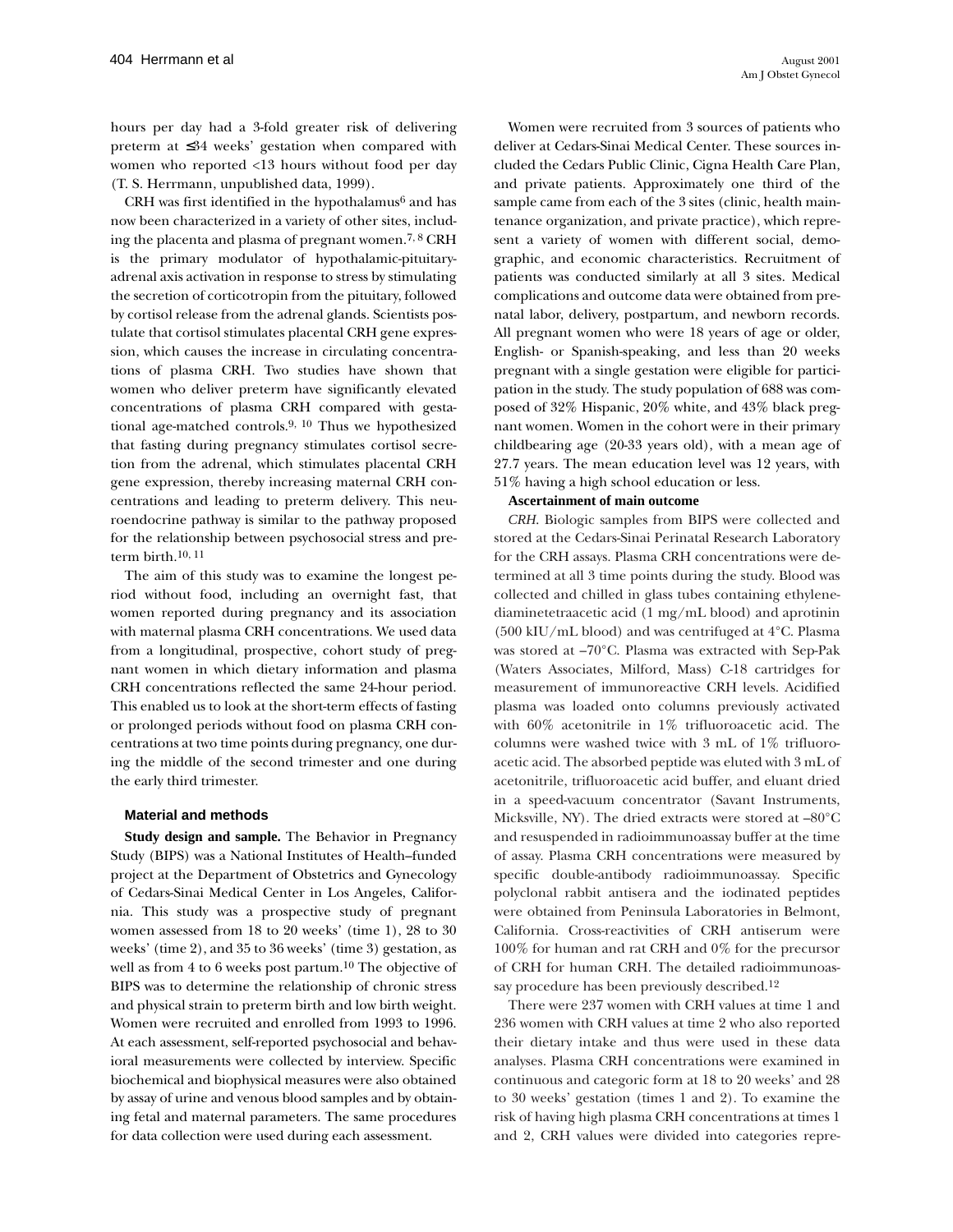hours per day had a 3-fold greater risk of delivering preterm at ≤34 weeks' gestation when compared with women who reported <13 hours without food per day (T. S. Herrmann, unpublished data, 1999).

CRH was first identified in the hypothalamus[6] and has now been characterized in a variety of other sites, including the placenta and plasma of pregnant women.[7, 8] CRH is the primary modulator of hypothalamic-pituitary-adrenal axis activation in response to stress by stimulating the secretion of corticotropin from the pituitary, followed by cortisol release from the adrenal glands. Scientists postulate that cortisol stimulates placental CRH gene expression, which causes the increase in circulating concentrations of plasma CRH. Two studies have shown that women who deliver preterm have significantly elevated concentrations of plasma CRH compared with gestational age-matched controls.[9, 10] Thus we hypothesized that fasting during pregnancy stimulates cortisol secretion from the adrenal, which stimulates placental CRH gene expression, thereby increasing maternal CRH concentrations and leading to preterm delivery. This neuroendocrine pathway is similar to the pathway proposed for the relationship between psychosocial stress and preterm birth.[10, 11]

The aim of this study was to examine the longest period without food, including an overnight fast, that women reported during pregnancy and its association with maternal plasma CRH concentrations. We used data from a longitudinal, prospective, cohort study of pregnant women in which dietary information and plasma CRH concentrations reflected the same 24-hour period. This enabled us to look at the short-term effects of fasting or prolonged periods without food on plasma CRH concentrations at two time points during pregnancy, one during the middle of the second trimester and one during the early third trimester.

## Material and methods

**Study design and sample.** The Behavior in Pregnancy Study (BIPS) was a National Institutes of Health–funded project at the Department of Obstetrics and Gynecology of Cedars-Sinai Medical Center in Los Angeles, California. This study was a prospective study of pregnant women assessed from 18 to 20 weeks' (time 1), 28 to 30 weeks' (time 2), and 35 to 36 weeks' (time 3) gestation, as well as from 4 to 6 weeks post partum.[10] The objective of BIPS was to determine the relationship of chronic stress and physical strain to preterm birth and low birth weight. Women were recruited and enrolled from 1993 to 1996. At each assessment, self-reported psychosocial and behavioral measurements were collected by interview. Specific biochemical and biophysical measures were also obtained by assay of urine and venous blood samples and by obtaining fetal and maternal parameters. The same procedures for data collection were used during each assessment.

Women were recruited from 3 sources of patients who deliver at Cedars-Sinai Medical Center. These sources included the Cedars Public Clinic, Cigna Health Care Plan, and private patients. Approximately one third of the sample came from each of the 3 sites (clinic, health maintenance organization, and private practice), which represent a variety of women with different social, demographic, and economic characteristics. Recruitment of patients was conducted similarly at all 3 sites. Medical complications and outcome data were obtained from prenatal labor, delivery, postpartum, and newborn records. All pregnant women who were 18 years of age or older, English- or Spanish-speaking, and less than 20 weeks pregnant with a single gestation were eligible for participation in the study. The study population of 688 was composed of 32% Hispanic, 20% white, and 43% black pregnant women. Women in the cohort were in their primary childbearing age (20-33 years old), with a mean age of 27.7 years. The mean education level was 12 years, with 51% having a high school education or less.

### Ascertainment of main outcome

*CRH*. Biologic samples from BIPS were collected and stored at the Cedars-Sinai Perinatal Research Laboratory for the CRH assays. Plasma CRH concentrations were determined at all 3 time points during the study. Blood was collected and chilled in glass tubes containing ethylenediaminetetraacetic acid (1 mg/mL blood) and aprotinin (500 kIU/mL blood) and was centrifuged at 4°C. Plasma was stored at –70°C. Plasma was extracted with Sep-Pak (Waters Associates, Milford, Mass) C-18 cartridges for measurement of immunoreactive CRH levels. Acidified plasma was loaded onto columns previously activated with 60% acetonitrile in 1% trifluoroacetic acid. The columns were washed twice with 3 mL of 1% trifluoroacetic acid. The absorbed peptide was eluted with 3 mL of acetonitrile, trifluoroacetic acid buffer, and eluant dried in a speed-vacuum concentrator (Savant Instruments, Micksville, NY). The dried extracts were stored at –80°C and resuspended in radioimmunoassay buffer at the time of assay. Plasma CRH concentrations were measured by specific double-antibody radioimmunoassay. Specific polyclonal rabbit antisera and the iodinated peptides were obtained from Peninsula Laboratories in Belmont, California. Cross-reactivities of CRH antiserum were 100% for human and rat CRH and 0% for the precursor of CRH for human CRH. The detailed radioimmunoassay procedure has been previously described.[12]

There were 237 women with CRH values at time 1 and 236 women with CRH values at time 2 who also reported their dietary intake and thus were used in these data analyses. Plasma CRH concentrations were examined in continuous and categoric form at 18 to 20 weeks' and 28 to 30 weeks' gestation (times 1 and 2). To examine the risk of having high plasma CRH concentrations at times 1 and 2, CRH values were divided into categories repre-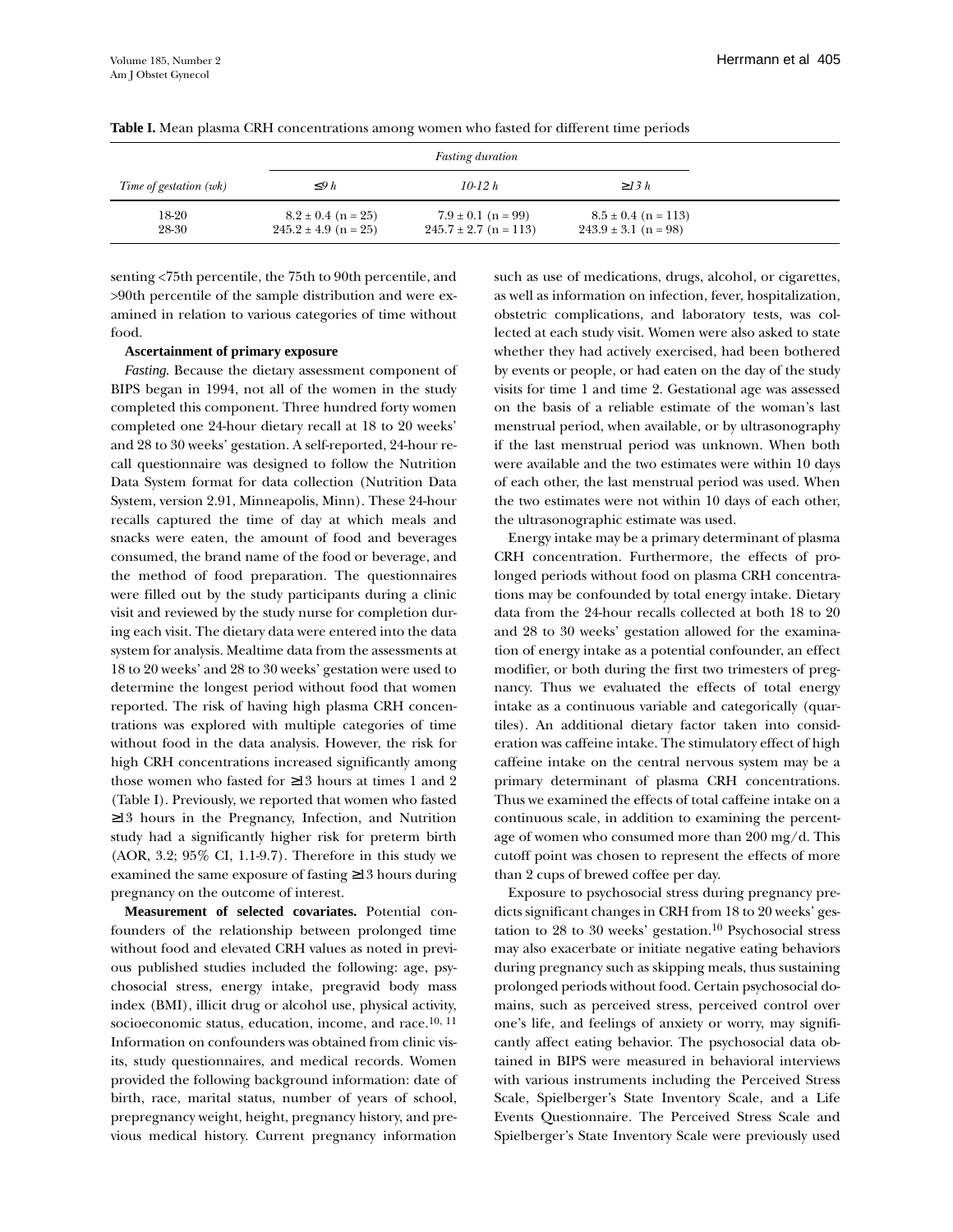**Table I.** Mean plasma CRH concentrations among women who fasted for different time periods

| | *Fasting duration* | | |
|---|---|---|---|
| *Time of gestation (wk)* | *≤9 h* | *10-12 h* | *≥13 h* |
| 18-20 | 8.2 ± 0.4 (n = 25) | 7.9 ± 0.1 (n = 99) | 8.5 ± 0.4 (n = 113) |
| 28-30 | 245.2 ± 4.9 (n = 25) | 245.7 ± 2.7 (n = 113) | 243.9 ± 3.1 (n = 98) |

senting <75th percentile, the 75th to 90th percentile, and >90th percentile of the sample distribution and were examined in relation to various categories of time without food.

**Ascertainment of primary exposure**

*Fasting.* Because the dietary assessment component of BIPS began in 1994, not all of the women in the study completed this component. Three hundred forty women completed one 24-hour dietary recall at 18 to 20 weeks' and 28 to 30 weeks' gestation. A self-reported, 24-hour recall questionnaire was designed to follow the Nutrition Data System format for data collection (Nutrition Data System, version 2.91, Minneapolis, Minn). These 24-hour recalls captured the time of day at which meals and snacks were eaten, the amount of food and beverages consumed, the brand name of the food or beverage, and the method of food preparation. The questionnaires were filled out by the study participants during a clinic visit and reviewed by the study nurse for completion during each visit. The dietary data were entered into the data system for analysis. Mealtime data from the assessments at 18 to 20 weeks' and 28 to 30 weeks' gestation were used to determine the longest period without food that women reported. The risk of having high plasma CRH concentrations was explored with multiple categories of time without food in the data analysis. However, the risk for high CRH concentrations increased significantly among those women who fasted for ≥13 hours at times 1 and 2 (Table I). Previously, we reported that women who fasted ≥13 hours in the Pregnancy, Infection, and Nutrition study had a significantly higher risk for preterm birth (AOR, 3.2; 95% CI, 1.1-9.7). Therefore in this study we examined the same exposure of fasting ≥13 hours during pregnancy on the outcome of interest.

**Measurement of selected covariates.** Potential confounders of the relationship between prolonged time without food and elevated CRH values as noted in previous published studies included the following: age, psychosocial stress, energy intake, pregravid body mass index (BMI), illicit drug or alcohol use, physical activity, socioeconomic status, education, income, and race.[10, 11] Information on confounders was obtained from clinic visits, study questionnaires, and medical records. Women provided the following background information: date of birth, race, marital status, number of years of school, prepregnancy weight, height, pregnancy history, and previous medical history. Current pregnancy information such as use of medications, drugs, alcohol, or cigarettes, as well as information on infection, fever, hospitalization, obstetric complications, and laboratory tests, was collected at each study visit. Women were also asked to state whether they had actively exercised, had been bothered by events or people, or had eaten on the day of the study visits for time 1 and time 2. Gestational age was assessed on the basis of a reliable estimate of the woman's last menstrual period, when available, or by ultrasonography if the last menstrual period was unknown. When both were available and the two estimates were within 10 days of each other, the last menstrual period was used. When the two estimates were not within 10 days of each other, the ultrasonographic estimate was used.

Energy intake may be a primary determinant of plasma CRH concentration. Furthermore, the effects of prolonged periods without food on plasma CRH concentrations may be confounded by total energy intake. Dietary data from the 24-hour recalls collected at both 18 to 20 and 28 to 30 weeks' gestation allowed for the examination of energy intake as a potential confounder, an effect modifier, or both during the first two trimesters of pregnancy. Thus we evaluated the effects of total energy intake as a continuous variable and categorically (quartiles). An additional dietary factor taken into consideration was caffeine intake. The stimulatory effect of high caffeine intake on the central nervous system may be a primary determinant of plasma CRH concentrations. Thus we examined the effects of total caffeine intake on a continuous scale, in addition to examining the percentage of women who consumed more than 200 mg/d. This cutoff point was chosen to represent the effects of more than 2 cups of brewed coffee per day.

Exposure to psychosocial stress during pregnancy predicts significant changes in CRH from 18 to 20 weeks' gestation to 28 to 30 weeks' gestation.[10] Psychosocial stress may also exacerbate or initiate negative eating behaviors during pregnancy such as skipping meals, thus sustaining prolonged periods without food. Certain psychosocial domains, such as perceived stress, perceived control over one's life, and feelings of anxiety or worry, may significantly affect eating behavior. The psychosocial data obtained in BIPS were measured in behavioral interviews with various instruments including the Perceived Stress Scale, Spielberger's State Inventory Scale, and a Life Events Questionnaire. The Perceived Stress Scale and Spielberger's State Inventory Scale were previously used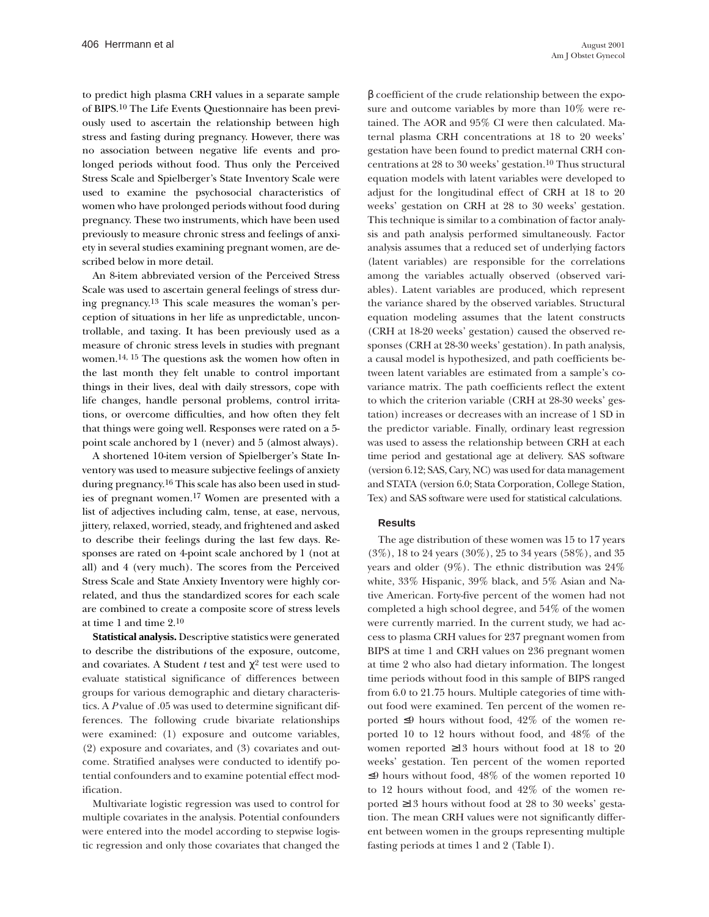to predict high plasma CRH values in a separate sample of BIPS.[10] The Life Events Questionnaire has been previously used to ascertain the relationship between high stress and fasting during pregnancy. However, there was no association between negative life events and prolonged periods without food. Thus only the Perceived Stress Scale and Spielberger's State Inventory Scale were used to examine the psychosocial characteristics of women who have prolonged periods without food during pregnancy. These two instruments, which have been used previously to measure chronic stress and feelings of anxiety in several studies examining pregnant women, are described below in more detail.

An 8-item abbreviated version of the Perceived Stress Scale was used to ascertain general feelings of stress during pregnancy.[13] This scale measures the woman's perception of situations in her life as unpredictable, uncontrollable, and taxing. It has been previously used as a measure of chronic stress levels in studies with pregnant women.[14, 15] The questions ask the women how often in the last month they felt unable to control important things in their lives, deal with daily stressors, cope with life changes, handle personal problems, control irritations, or overcome difficulties, and how often they felt that things were going well. Responses were rated on a 5-point scale anchored by 1 (never) and 5 (almost always).

A shortened 10-item version of Spielberger's State Inventory was used to measure subjective feelings of anxiety during pregnancy.[16] This scale has also been used in studies of pregnant women.[17] Women are presented with a list of adjectives including calm, tense, at ease, nervous, jittery, relaxed, worried, steady, and frightened and asked to describe their feelings during the last few days. Responses are rated on 4-point scale anchored by 1 (not at all) and 4 (very much). The scores from the Perceived Stress Scale and State Anxiety Inventory were highly correlated, and thus the standardized scores for each scale are combined to create a composite score of stress levels at time 1 and time 2.[10]

**Statistical analysis.** Descriptive statistics were generated to describe the distributions of the exposure, outcome, and covariates. A Student *t* test and $\chi^2$ test were used to evaluate statistical significance of differences between groups for various demographic and dietary characteristics. A *P* value of .05 was used to determine significant differences. The following crude bivariate relationships were examined: (1) exposure and outcome variables, (2) exposure and covariates, and (3) covariates and outcome. Stratified analyses were conducted to identify potential confounders and to examine potential effect modification.

Multivariate logistic regression was used to control for multiple covariates in the analysis. Potential confounders were entered into the model according to stepwise logistic regression and only those covariates that changed the $\beta$ coefficient of the crude relationship between the exposure and outcome variables by more than 10% were retained. The AOR and 95% CI were then calculated. Maternal plasma CRH concentrations at 18 to 20 weeks' gestation have been found to predict maternal CRH concentrations at 28 to 30 weeks' gestation.[10] Thus structural equation models with latent variables were developed to adjust for the longitudinal effect of CRH at 18 to 20 weeks' gestation on CRH at 28 to 30 weeks' gestation. This technique is similar to a combination of factor analysis and path analysis performed simultaneously. Factor analysis assumes that a reduced set of underlying factors (latent variables) are responsible for the correlations among the variables actually observed (observed variables). Latent variables are produced, which represent the variance shared by the observed variables. Structural equation modeling assumes that the latent constructs (CRH at 18-20 weeks' gestation) caused the observed responses (CRH at 28-30 weeks' gestation). In path analysis, a causal model is hypothesized, and path coefficients between latent variables are estimated from a sample's covariance matrix. The path coefficients reflect the extent to which the criterion variable (CRH at 28-30 weeks' gestation) increases or decreases with an increase of 1 SD in the predictor variable. Finally, ordinary least regression was used to assess the relationship between CRH at each time period and gestational age at delivery. SAS software (version 6.12; SAS, Cary, NC) was used for data management and STATA (version 6.0; Stata Corporation, College Station, Tex) and SAS software were used for statistical calculations.

## Results

The age distribution of these women was 15 to 17 years (3%), 18 to 24 years (30%), 25 to 34 years (58%), and 35 years and older (9%). The ethnic distribution was 24% white, 33% Hispanic, 39% black, and 5% Asian and Native American. Forty-five percent of the women had not completed a high school degree, and 54% of the women were currently married. In the current study, we had access to plasma CRH values for 237 pregnant women from BIPS at time 1 and CRH values on 236 pregnant women at time 2 who also had dietary information. The longest time periods without food in this sample of BIPS ranged from 6.0 to 21.75 hours. Multiple categories of time without food were examined. Ten percent of the women reported ≤9 hours without food, 42% of the women reported 10 to 12 hours without food, and 48% of the women reported ≥13 hours without food at 18 to 20 weeks' gestation. Ten percent of the women reported ≤9 hours without food, 48% of the women reported 10 to 12 hours without food, and 42% of the women reported ≥13 hours without food at 28 to 30 weeks' gestation. The mean CRH values were not significantly different between women in the groups representing multiple fasting periods at times 1 and 2 (Table I).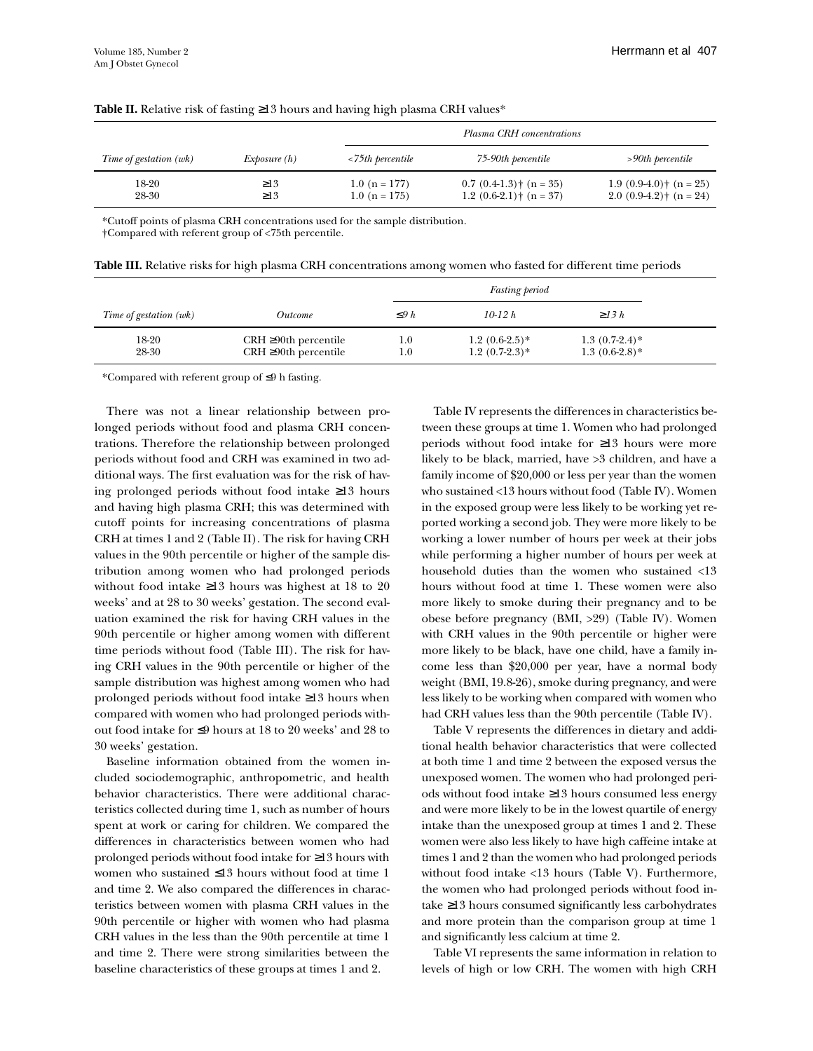**Table II.** Relative risk of fasting ≥13 hours and having high plasma CRH values*

| Time of gestation (wk) | Exposure (h) | *Plasma CRH concentrations* | | |
|---|---|---|---|---|
| | | *<75th percentile* | *75-90th percentile* | *>90th percentile* |
| 18-20 | ≥13 | 1.0 (n = 177) | 0.7 (0.4-1.3)† (n = 35) | 1.9 (0.9-4.0)† (n = 25) |
| 28-30 | ≥13 | 1.0 (n = 175) | 1.2 (0.6-2.1)† (n = 37) | 2.0 (0.9-4.2)† (n = 24) |

*Cutoff points of plasma CRH concentrations used for the sample distribution.
†Compared with referent group of <75th percentile.

**Table III.** Relative risks for high plasma CRH concentrations among women who fasted for different time periods

| Time of gestation (wk) | Outcome | *Fasting period* | | |
|---|---|---|---|---|
| | | *≤9 h* | *10-12 h* | *≥13 h* |
| 18-20 | CRH ≥90th percentile | 1.0 | 1.2 (0.6-2.5)* | 1.3 (0.7-2.4)* |
| 28-30 | CRH ≥90th percentile | 1.0 | 1.2 (0.7-2.3)* | 1.3 (0.6-2.8)* |

*Compared with referent group of ≤9 h fasting.

There was not a linear relationship between prolonged periods without food and plasma CRH concentrations. Therefore the relationship between prolonged periods without food and CRH was examined in two additional ways. The first evaluation was for the risk of having prolonged periods without food intake ≥13 hours and having high plasma CRH; this was determined with cutoff points for increasing concentrations of plasma CRH at times 1 and 2 (Table II). The risk for having CRH values in the 90th percentile or higher of the sample distribution among women who had prolonged periods without food intake ≥13 hours was highest at 18 to 20 weeks' and at 28 to 30 weeks' gestation. The second evaluation examined the risk for having CRH values in the 90th percentile or higher among women with different time periods without food (Table III). The risk for having CRH values in the 90th percentile or higher of the sample distribution was highest among women who had prolonged periods without food intake ≥13 hours when compared with women who had prolonged periods without food intake for ≤9 hours at 18 to 20 weeks' and 28 to 30 weeks' gestation.

Baseline information obtained from the women included sociodemographic, anthropometric, and health behavior characteristics. There were additional characteristics collected during time 1, such as number of hours spent at work or caring for children. We compared the differences in characteristics between women who had prolonged periods without food intake for ≥13 hours with women who sustained ≤13 hours without food at time 1 and time 2. We also compared the differences in characteristics between women with plasma CRH values in the 90th percentile or higher with women who had plasma CRH values in the less than the 90th percentile at time 1 and time 2. There were strong similarities between the baseline characteristics of these groups at times 1 and 2.

Table IV represents the differences in characteristics between these groups at time 1. Women who had prolonged periods without food intake for ≥13 hours were more likely to be black, married, have >3 children, and have a family income of $20,000 or less per year than the women who sustained <13 hours without food (Table IV). Women in the exposed group were less likely to be working yet reported working a second job. They were more likely to be working a lower number of hours per week at their jobs while performing a higher number of hours per week at household duties than the women who sustained <13 hours without food at time 1. These women were also more likely to smoke during their pregnancy and to be obese before pregnancy (BMI, >29) (Table IV). Women with CRH values in the 90th percentile or higher were more likely to be black, have one child, have a family income less than $20,000 per year, have a normal body weight (BMI, 19.8-26), smoke during pregnancy, and were less likely to be working when compared with women who had CRH values less than the 90th percentile (Table IV).

Table V represents the differences in dietary and additional health behavior characteristics that were collected at both time 1 and time 2 between the exposed versus the unexposed women. The women who had prolonged periods without food intake ≥13 hours consumed less energy and were more likely to be in the lowest quartile of energy intake than the unexposed group at times 1 and 2. These women were also less likely to have high caffeine intake at times 1 and 2 than the women who had prolonged periods without food intake <13 hours (Table V). Furthermore, the women who had prolonged periods without food intake ≥13 hours consumed significantly less carbohydrates and more protein than the comparison group at time 1 and significantly less calcium at time 2.

Table VI represents the same information in relation to levels of high or low CRH. The women with high CRH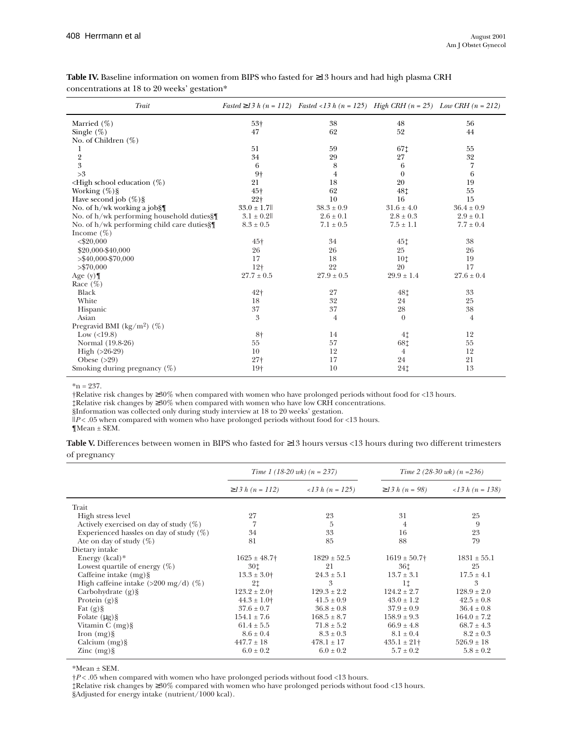**Table IV.** Baseline information on women from BIPS who fasted for ≥13 hours and had high plasma CRH concentrations at 18 to 20 weeks' gestation*

| *Trait* | *Fasted ≥13 h (n = 112)* | *Fasted <13 h (n = 125)* | *High CRH (n = 25)* | *Low CRH (n = 212)* |
|---|---|---|---|---|
| Married (%) | 53† | 38 | 48 | 56 |
| Single (%) | 47 | 62 | 52 | 44 |
| No. of Children (%) | | | | |
| 1 | 51 | 59 | 67‡ | 55 |
| 2 | 34 | 29 | 27 | 32 |
| 3 | 6 | 8 | 6 | 7 |
| >3 | 9† | 4 | 0 | 6 |
| <High school education (%) | 21 | 18 | 20 | 19 |
| Working (%)§ | 45† | 62 | 48‡ | 55 |
| Have second job (%)§ | 22† | 10 | 16 | 15 |
| No. of h/wk working a job§¶ | 33.0 ± 1.7‖ | 38.3 ± 0.9 | 31.6 ± 4.0 | 36.4 ± 0.9 |
| No. of h/wk performing household duties§¶ | 3.1 ± 0.2‖ | 2.6 ± 0.1 | 2.8 ± 0.3 | 2.9 ± 0.1 |
| No. of h/wk performing child care duties§¶ | 8.3 ± 0.5 | 7.1 ± 0.5 | 7.5 ± 1.1 | 7.7 ± 0.4 |
| Income (%) | | | | |
| <$20,000 | 45† | 34 | 45‡ | 38 |
| $20,000-$40,000 | 26 | 26 | 25 | 26 |
| >$40,000-$70,000 | 17 | 18 | 10‡ | 19 |
| >$70,000 | 12† | 22 | 20 | 17 |
| Age (y)¶ | 27.7 ± 0.5 | 27.9 ± 0.5 | 29.9 ± 1.4 | 27.6 ± 0.4 |
| Race (%) | | | | |
| Black | 42† | 27 | 48‡ | 33 |
| White | 18 | 32 | 24 | 25 |
| Hispanic | 37 | 37 | 28 | 38 |
| Asian | 3 | 4 | 0 | 4 |
| Pregravid BMI (kg/m²) (%) | | | | |
| Low (<19.8) | 8† | 14 | 4‡ | 12 |
| Normal (19.8-26) | 55 | 57 | 68‡ | 55 |
| High (>26-29) | 10 | 12 | 4 | 12 |
| Obese (>29) | 27† | 17 | 24 | 21 |
| Smoking during pregnancy (%) | 19† | 10 | 24‡ | 13 |

*n = 237.
†Relative risk changes by ≥30% when compared with women who have prolonged periods without food for <13 hours.
‡Relative risk changes by ≥30% when compared with women who have low CRH concentrations.
§Information was collected only during study interview at 18 to 20 weeks' gestation.
‖$P < .05$ when compared with women who have prolonged periods without food for <13 hours.
¶Mean ± SEM.

**Table V.** Differences between women in BIPS who fasted for ≥13 hours versus <13 hours during two different trimesters of pregnancy

| | *Time 1 (18-20 wk) (n = 237)* | | *Time 2 (28-30 wk) (n =236)* | |
|---|---|---|---|---|
| | *≥13 h (n = 112)* | *<13 h (n = 125)* | *≥13 h (n = 98)* | *<13 h (n = 138)* |
| Trait | | | | |
| High stress level | 27 | 23 | 31 | 25 |
| Actively exercised on day of study (%) | 7 | 5 | 4 | 9 |
| Experienced hassles on day of study (%) | 34 | 33 | 16 | 23 |
| Ate on day of study (%) | 81 | 85 | 88 | 79 |
| Dietary intake | | | | |
| Energy (kcal)* | 1625 ± 48.7† | 1829 ± 52.5 | 1619 ± 50.7† | 1831 ± 55.1 |
| Lowest quartile of energy (%) | 30‡ | 21 | 36‡ | 25 |
| Caffeine intake (mg)§ | 13.3 ± 3.0† | 24.3 ± 5.1 | 13.7 ± 3.1 | 17.5 ± 4.1 |
| High caffeine intake (>200 mg/d) (%) | 2‡ | 3 | 1‡ | 3 |
| Carbohydrate (g)§ | 123.2 ± 2.0† | 129.3 ± 2.2 | 124.2 ± 2.7 | 128.9 ± 2.0 |
| Protein (g)§ | 44.3 ± 1.0† | 41.5 ± 0.9 | 43.0 ± 1.2 | 42.5 ± 0.8 |
| Fat (g)§ | 37.6 ± 0.7 | 36.8 ± 0.8 | 37.9 ± 0.9 | 36.4 ± 0.8 |
| Folate (μg)§ | 154.1 ± 7.6 | 168.5 ± 8.7 | 158.9 ± 9.3 | 164.0 ± 7.2 |
| Vitamin C (mg)§ | 61.4 ± 5.5 | 71.8 ± 5.2 | 66.9 ± 4.8 | 68.7 ± 4.3 |
| Iron (mg)§ | 8.6 ± 0.4 | 8.3 ± 0.3 | 8.1 ± 0.4 | 8.2 ± 0.3 |
| Calcium (mg)§ | 447.7 ± 18 | 478.1 ± 17 | 435.1 ± 21† | 526.9 ± 18 |
| Zinc (mg)§ | 6.0 ± 0.2 | 6.0 ± 0.2 | 5.7 ± 0.2 | 5.8 ± 0.2 |

*Mean ± SEM.
†$P < .05$ when compared with women who have prolonged periods without food <13 hours.
‡Relative risk changes by ≥30% compared with women who have prolonged periods without food <13 hours.
§Adjusted for energy intake (nutrient/1000 kcal).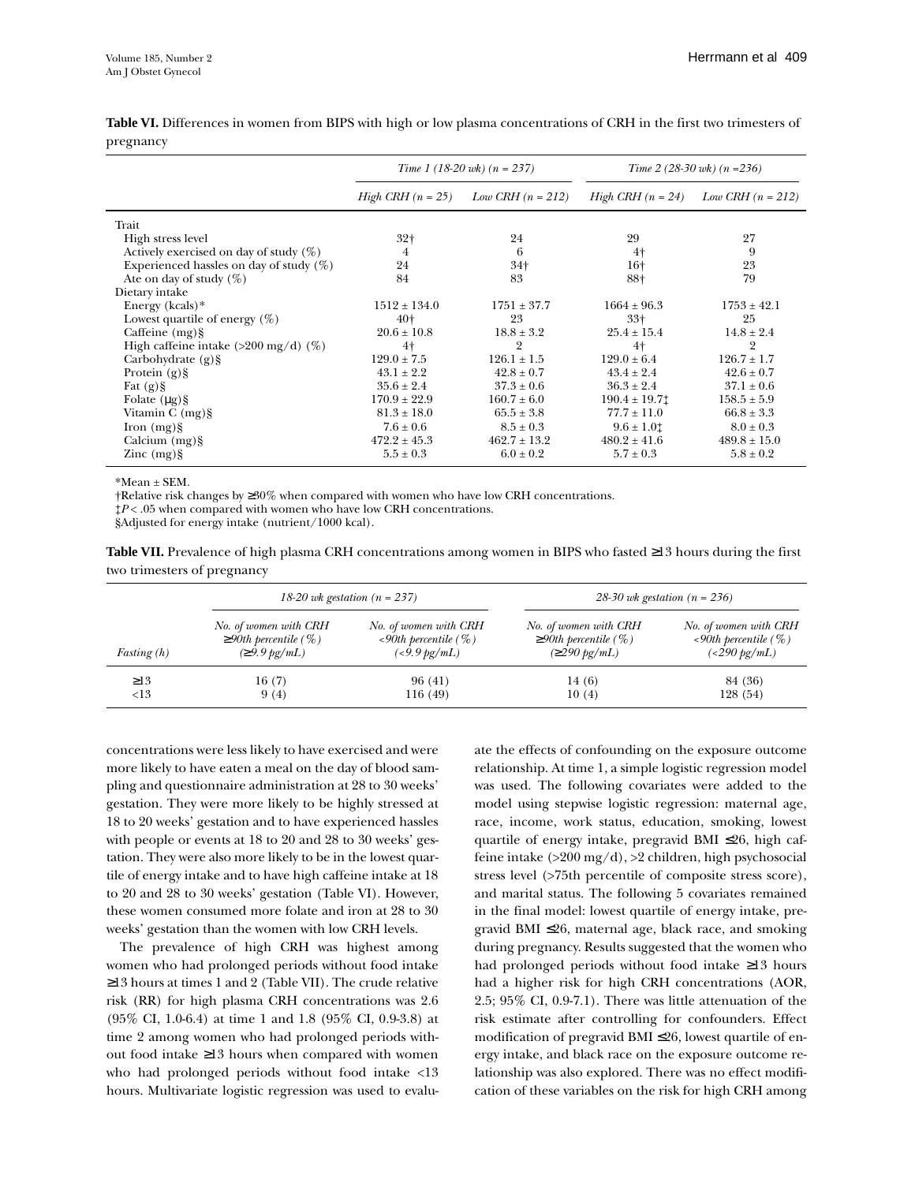**Table VI.** Differences in women from BIPS with high or low plasma concentrations of CRH in the first two trimesters of pregnancy

| | *Time 1 (18-20 wk) (n = 237)* | | *Time 2 (28-30 wk) (n =236)* | |
|---|---|---|---|---|
| | *High CRH (n = 25)* | *Low CRH (n = 212)* | *High CRH (n = 24)* | *Low CRH (n = 212)* |
| Trait | | | | |
| High stress level | 32† | 24 | 29 | 27 |
| Actively exercised on day of study (%) | 4 | 6 | 4† | 9 |
| Experienced hassles on day of study (%) | 24 | 34† | 16† | 23 |
| Ate on day of study (%) | 84 | 83 | 88† | 79 |
| Dietary intake | | | | |
| Energy (kcals)* | 1512 ± 134.0 | 1751 ± 37.7 | 1664 ± 96.3 | 1753 ± 42.1 |
| Lowest quartile of energy (%) | 40† | 23 | 33† | 25 |
| Caffeine (mg)§ | 20.6 ± 10.8 | 18.8 ± 3.2 | 25.4 ± 15.4 | 14.8 ± 2.4 |
| High caffeine intake (>200 mg/d) (%) | 4† | 2 | 4† | 2 |
| Carbohydrate (g)§ | 129.0 ± 7.5 | 126.1 ± 1.5 | 129.0 ± 6.4 | 126.7 ± 1.7 |
| Protein (g)§ | 43.1 ± 2.2 | 42.8 ± 0.7 | 43.4 ± 2.4 | 42.6 ± 0.7 |
| Fat (g)§ | 35.6 ± 2.4 | 37.3 ± 0.6 | 36.3 ± 2.4 | 37.1 ± 0.6 |
| Folate (μg)§ | 170.9 ± 22.9 | 160.7 ± 6.0 | 190.4 ± 19.7‡ | 158.5 ± 5.9 |
| Vitamin C (mg)§ | 81.3 ± 18.0 | 65.5 ± 3.8 | 77.7 ± 11.0 | 66.8 ± 3.3 |
| Iron (mg)§ | 7.6 ± 0.6 | 8.5 ± 0.3 | 9.6 ± 1.0‡ | 8.0 ± 0.3 |
| Calcium (mg)§ | 472.2 ± 45.3 | 462.7 ± 13.2 | 480.2 ± 41.6 | 489.8 ± 15.0 |
| Zinc (mg)§ | 5.5 ± 0.3 | 6.0 ± 0.2 | 5.7 ± 0.3 | 5.8 ± 0.2 |

*Mean ± SEM.

†Relative risk changes by ≥30% when compared with women who have low CRH concentrations.

‡$P < .05$ when compared with women who have low CRH concentrations.

§Adjusted for energy intake (nutrient/1000 kcal).

**Table VII.** Prevalence of high plasma CRH concentrations among women in BIPS who fasted ≥13 hours during the first two trimesters of pregnancy

| | *18-20 wk gestation (n = 237)* | | *28-30 wk gestation (n = 236)* | |
|---|---|---|---|---|
| *Fasting (h)* | *No. of women with CRH ≥90th percentile (%) (≥9.9 pg/mL)* | *No. of women with CRH <90th percentile (%) (<9.9 pg/mL)* | *No. of women with CRH ≥90th percentile (%) (≥290 pg/mL)* | *No. of women with CRH <90th percentile (%) (<290 pg/mL)* |
| ≥13 | 16 (7) | 96 (41) | 14 (6) | 84 (36) |
| <13 | 9 (4) | 116 (49) | 10 (4) | 128 (54) |

concentrations were less likely to have exercised and were more likely to have eaten a meal on the day of blood sampling and questionnaire administration at 28 to 30 weeks' gestation. They were more likely to be highly stressed at 18 to 20 weeks' gestation and to have experienced hassles with people or events at 18 to 20 and 28 to 30 weeks' gestation. They were also more likely to be in the lowest quartile of energy intake and to have high caffeine intake at 18 to 20 and 28 to 30 weeks' gestation (Table VI). However, these women consumed more folate and iron at 28 to 30 weeks' gestation than the women with low CRH levels.

The prevalence of high CRH was highest among women who had prolonged periods without food intake ≥13 hours at times 1 and 2 (Table VII). The crude relative risk (RR) for high plasma CRH concentrations was 2.6 (95% CI, 1.0-6.4) at time 1 and 1.8 (95% CI, 0.9-3.8) at time 2 among women who had prolonged periods without food intake ≥13 hours when compared with women who had prolonged periods without food intake <13 hours. Multivariate logistic regression was used to evaluate the effects of confounding on the exposure outcome relationship. At time 1, a simple logistic regression model was used. The following covariates were added to the model using stepwise logistic regression: maternal age, race, income, work status, education, smoking, lowest quartile of energy intake, pregravid BMI ≤26, high caffeine intake (>200 mg/d), >2 children, high psychosocial stress level (>75th percentile of composite stress score), and marital status. The following 5 covariates remained in the final model: lowest quartile of energy intake, pregravid BMI ≤26, maternal age, black race, and smoking during pregnancy. Results suggested that the women who had prolonged periods without food intake ≥13 hours had a higher risk for high CRH concentrations (AOR, 2.5; 95% CI, 0.9-7.1). There was little attenuation of the risk estimate after controlling for confounders. Effect modification of pregravid BMI ≤26, lowest quartile of energy intake, and black race on the exposure outcome relationship was also explored. There was no effect modification of these variables on the risk for high CRH among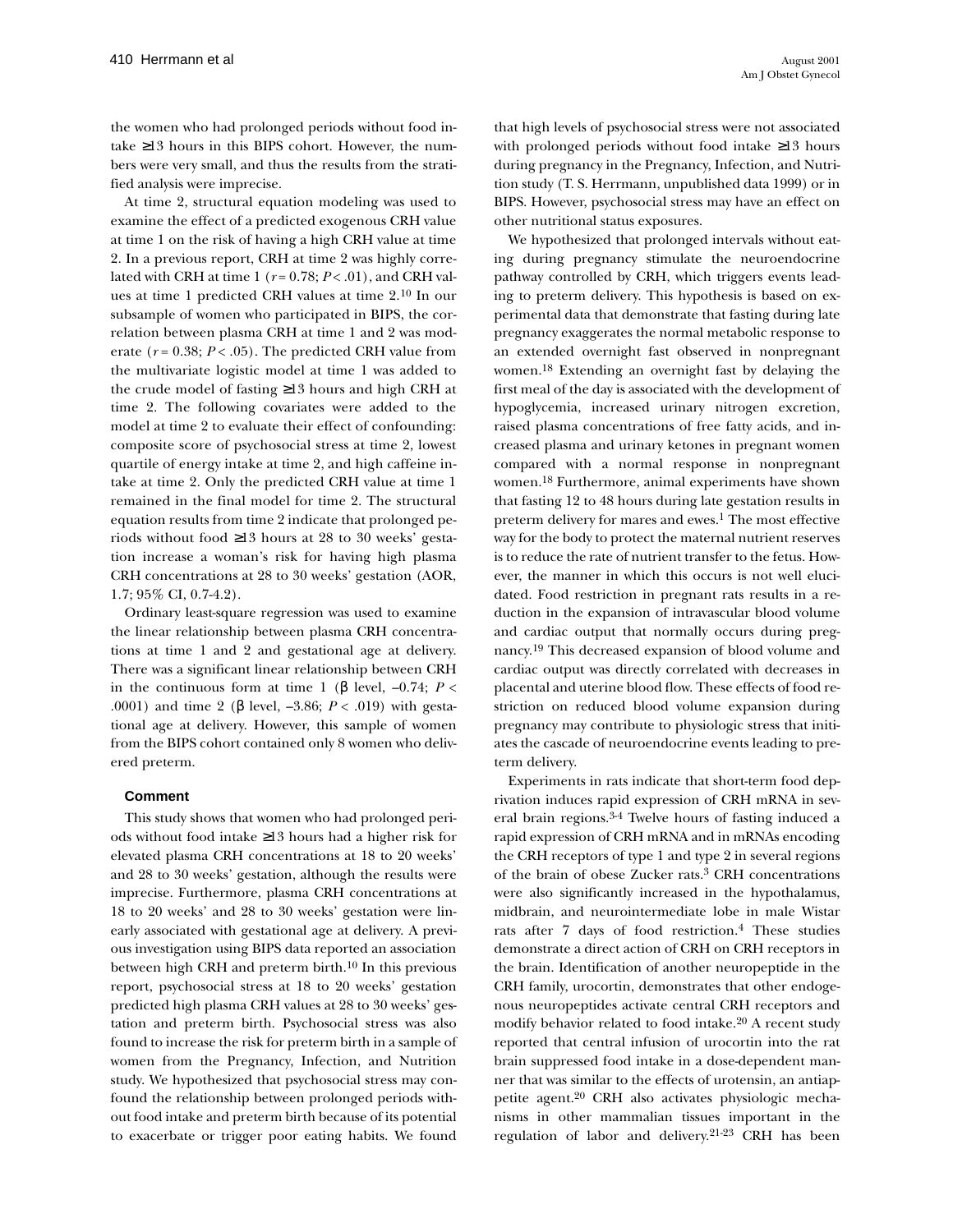the women who had prolonged periods without food intake ≥13 hours in this BIPS cohort. However, the numbers were very small, and thus the results from the stratified analysis were imprecise.

At time 2, structural equation modeling was used to examine the effect of a predicted exogenous CRH value at time 1 on the risk of having a high CRH value at time 2. In a previous report, CRH at time 2 was highly correlated with CRH at time 1 ($r = 0.78$; $P < .01$), and CRH values at time 1 predicted CRH values at time 2.[10] In our subsample of women who participated in BIPS, the correlation between plasma CRH at time 1 and 2 was moderate ($r = 0.38$; $P < .05$). The predicted CRH value from the multivariate logistic model at time 1 was added to the crude model of fasting ≥13 hours and high CRH at time 2. The following covariates were added to the model at time 2 to evaluate their effect of confounding: composite score of psychosocial stress at time 2, lowest quartile of energy intake at time 2, and high caffeine intake at time 2. Only the predicted CRH value at time 1 remained in the final model for time 2. The structural equation results from time 2 indicate that prolonged periods without food ≥13 hours at 28 to 30 weeks' gestation increase a woman's risk for having high plasma CRH concentrations at 28 to 30 weeks' gestation (AOR, 1.7; 95% CI, 0.7-4.2).

Ordinary least-square regression was used to examine the linear relationship between plasma CRH concentrations at time 1 and 2 and gestational age at delivery. There was a significant linear relationship between CRH in the continuous form at time 1 ($\beta$ level, –0.74; $P < .0001$) and time 2 ($\beta$ level, –3.86; $P < .019$) with gestational age at delivery. However, this sample of women from the BIPS cohort contained only 8 women who delivered preterm.

## Comment

This study shows that women who had prolonged periods without food intake ≥13 hours had a higher risk for elevated plasma CRH concentrations at 18 to 20 weeks' and 28 to 30 weeks' gestation, although the results were imprecise. Furthermore, plasma CRH concentrations at 18 to 20 weeks' and 28 to 30 weeks' gestation were linearly associated with gestational age at delivery. A previous investigation using BIPS data reported an association between high CRH and preterm birth.[10] In this previous report, psychosocial stress at 18 to 20 weeks' gestation predicted high plasma CRH values at 28 to 30 weeks' gestation and preterm birth. Psychosocial stress was also found to increase the risk for preterm birth in a sample of women from the Pregnancy, Infection, and Nutrition study. We hypothesized that psychosocial stress may confound the relationship between prolonged periods without food intake and preterm birth because of its potential to exacerbate or trigger poor eating habits. We found that high levels of psychosocial stress were not associated with prolonged periods without food intake ≥13 hours during pregnancy in the Pregnancy, Infection, and Nutrition study (T. S. Herrmann, unpublished data 1999) or in BIPS. However, psychosocial stress may have an effect on other nutritional status exposures.

We hypothesized that prolonged intervals without eating during pregnancy stimulate the neuroendocrine pathway controlled by CRH, which triggers events leading to preterm delivery. This hypothesis is based on experimental data that demonstrate that fasting during late pregnancy exaggerates the normal metabolic response to an extended overnight fast observed in nonpregnant women.[18] Extending an overnight fast by delaying the first meal of the day is associated with the development of hypoglycemia, increased urinary nitrogen excretion, raised plasma concentrations of free fatty acids, and increased plasma and urinary ketones in pregnant women compared with a normal response in nonpregnant women.[18] Furthermore, animal experiments have shown that fasting 12 to 48 hours during late gestation results in preterm delivery for mares and ewes.[1] The most effective way for the body to protect the maternal nutrient reserves is to reduce the rate of nutrient transfer to the fetus. However, the manner in which this occurs is not well elucidated. Food restriction in pregnant rats results in a reduction in the expansion of intravascular blood volume and cardiac output that normally occurs during pregnancy.[19] This decreased expansion of blood volume and cardiac output was directly correlated with decreases in placental and uterine blood flow. These effects of food restriction on reduced blood volume expansion during pregnancy may contribute to physiologic stress that initiates the cascade of neuroendocrine events leading to preterm delivery.

Experiments in rats indicate that short-term food deprivation induces rapid expression of CRH mRNA in several brain regions.[3-4] Twelve hours of fasting induced a rapid expression of CRH mRNA and in mRNAs encoding the CRH receptors of type 1 and type 2 in several regions of the brain of obese Zucker rats.[3] CRH concentrations were also significantly increased in the hypothalamus, midbrain, and neurointermediate lobe in male Wistar rats after 7 days of food restriction.[4] These studies demonstrate a direct action of CRH on CRH receptors in the brain. Identification of another neuropeptide in the CRH family, urocortin, demonstrates that other endogenous neuropeptides activate central CRH receptors and modify behavior related to food intake.[20] A recent study reported that central infusion of urocortin into the rat brain suppressed food intake in a dose-dependent manner that was similar to the effects of urotensin, an antiappetite agent.[20] CRH also activates physiologic mechanisms in other mammalian tissues important in the regulation of labor and delivery.[21-23] CRH has been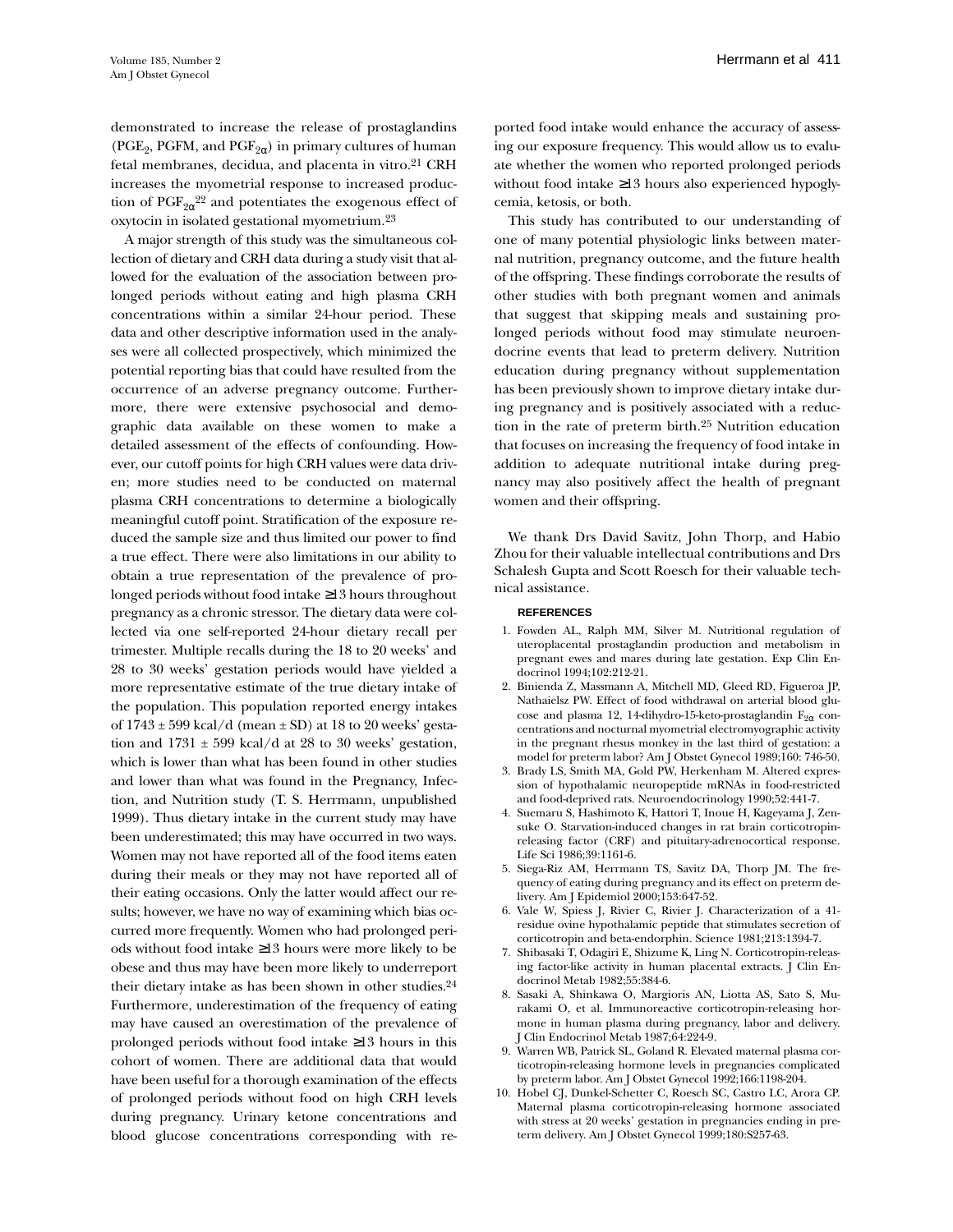demonstrated to increase the release of prostaglandins ($PGE_2$, PGFM, and $PGF_{2\alpha}$) in primary cultures of human fetal membranes, decidua, and placenta in vitro.[21] CRH increases the myometrial response to increased production of $PGF_{2\alpha}$[22] and potentiates the exogenous effect of oxytocin in isolated gestational myometrium.[23]

A major strength of this study was the simultaneous collection of dietary and CRH data during a study visit that allowed for the evaluation of the association between prolonged periods without eating and high plasma CRH concentrations within a similar 24-hour period. These data and other descriptive information used in the analyses were all collected prospectively, which minimized the potential reporting bias that could have resulted from the occurrence of an adverse pregnancy outcome. Furthermore, there were extensive psychosocial and demographic data available on these women to make a detailed assessment of the effects of confounding. However, our cutoff points for high CRH values were data driven; more studies need to be conducted on maternal plasma CRH concentrations to determine a biologically meaningful cutoff point. Stratification of the exposure reduced the sample size and thus limited our power to find a true effect. There were also limitations in our ability to obtain a true representation of the prevalence of prolonged periods without food intake ≥13 hours throughout pregnancy as a chronic stressor. The dietary data were collected via one self-reported 24-hour dietary recall per trimester. Multiple recalls during the 18 to 20 weeks' and 28 to 30 weeks' gestation periods would have yielded a more representative estimate of the true dietary intake of the population. This population reported energy intakes of 1743 ± 599 kcal/d (mean ± SD) at 18 to 20 weeks' gestation and 1731 ± 599 kcal/d at 28 to 30 weeks' gestation, which is lower than what has been found in other studies and lower than what was found in the Pregnancy, Infection, and Nutrition study (T. S. Herrmann, unpublished 1999). Thus dietary intake in the current study may have been underestimated; this may have occurred in two ways. Women may not have reported all of the food items eaten during their meals or they may not have reported all of their eating occasions. Only the latter would affect our results; however, we have no way of examining which bias occurred more frequently. Women who had prolonged periods without food intake ≥13 hours were more likely to be obese and thus may have been more likely to underreport their dietary intake as has been shown in other studies.[24] Furthermore, underestimation of the frequency of eating may have caused an overestimation of the prevalence of prolonged periods without food intake ≥13 hours in this cohort of women. There are additional data that would have been useful for a thorough examination of the effects of prolonged periods without food on high CRH levels during pregnancy. Urinary ketone concentrations and blood glucose concentrations corresponding with reported food intake would enhance the accuracy of assessing our exposure frequency. This would allow us to evaluate whether the women who reported prolonged periods without food intake ≥13 hours also experienced hypoglycemia, ketosis, or both.

This study has contributed to our understanding of one of many potential physiologic links between maternal nutrition, pregnancy outcome, and the future health of the offspring. These findings corroborate the results of other studies with both pregnant women and animals that suggest that skipping meals and sustaining prolonged periods without food may stimulate neuroendocrine events that lead to preterm delivery. Nutrition education during pregnancy without supplementation has been previously shown to improve dietary intake during pregnancy and is positively associated with a reduction in the rate of preterm birth.[25] Nutrition education that focuses on increasing the frequency of food intake in addition to adequate nutritional intake during pregnancy may also positively affect the health of pregnant women and their offspring.

We thank Drs David Savitz, John Thorp, and Habio Zhou for their valuable intellectual contributions and Drs Schalesh Gupta and Scott Roesch for their valuable technical assistance.

## REFERENCES

1. Fowden AL, Ralph MM, Silver M. Nutritional regulation of uteroplacental prostaglandin production and metabolism in pregnant ewes and mares during late gestation. Exp Clin Endocrinol 1994;102:212-21.
2. Binienda Z, Massmann A, Mitchell MD, Gleed RD, Figueroa JP, Nathaielsz PW. Effect of food withdrawal on arterial blood glucose and plasma 12, 14-dihydro-15-keto-prostaglandin $F_{2\alpha}$ concentrations and nocturnal myometrial electromyographic activity in the pregnant rhesus monkey in the last third of gestation: a model for preterm labor? Am J Obstet Gynecol 1989;160: 746-50.
3. Brady LS, Smith MA, Gold PW, Herkenham M. Altered expression of hypothalamic neuropeptide mRNAs in food-restricted and food-deprived rats. Neuroendocrinology 1990;52:441-7.
4. Suemaru S, Hashimoto K, Hattori T, Inoue H, Kageyama J, Zensuke O. Starvation-induced changes in rat brain corticotropin-releasing factor (CRF) and pituitary-adrenocortical response. Life Sci 1986;39:1161-6.
5. Siega-Riz AM, Herrmann TS, Savitz DA, Thorp JM. The frequency of eating during pregnancy and its effect on preterm delivery. Am J Epidemiol 2000;153:647-52.
6. Vale W, Spiess J, Rivier C, Rivier J. Characterization of a 41-residue ovine hypothalamic peptide that stimulates secretion of corticotropin and beta-endorphin. Science 1981;213:1394-7.
7. Shibasaki T, Odagiri E, Shizume K, Ling N. Corticotropin-releasing factor-like activity in human placental extracts. J Clin Endocrinol Metab 1982;55:384-6.
8. Sasaki A, Shinkawa O, Margioris AN, Liotta AS, Sato S, Murakami O, et al. Immunoreactive corticotropin-releasing hormone in human plasma during pregnancy, labor and delivery. J Clin Endocrinol Metab 1987;64:224-9.
9. Warren WB, Patrick SL, Goland R. Elevated maternal plasma corticotropin-releasing hormone levels in pregnancies complicated by preterm labor. Am J Obstet Gynecol 1992;166:1198-204.
10. Hobel CJ, Dunkel-Schetter C, Roesch SC, Castro LC, Arora CP. Maternal plasma corticotropin-releasing hormone associated with stress at 20 weeks' gestation in pregnancies ending in preterm delivery. Am J Obstet Gynecol 1999;180:S257-63.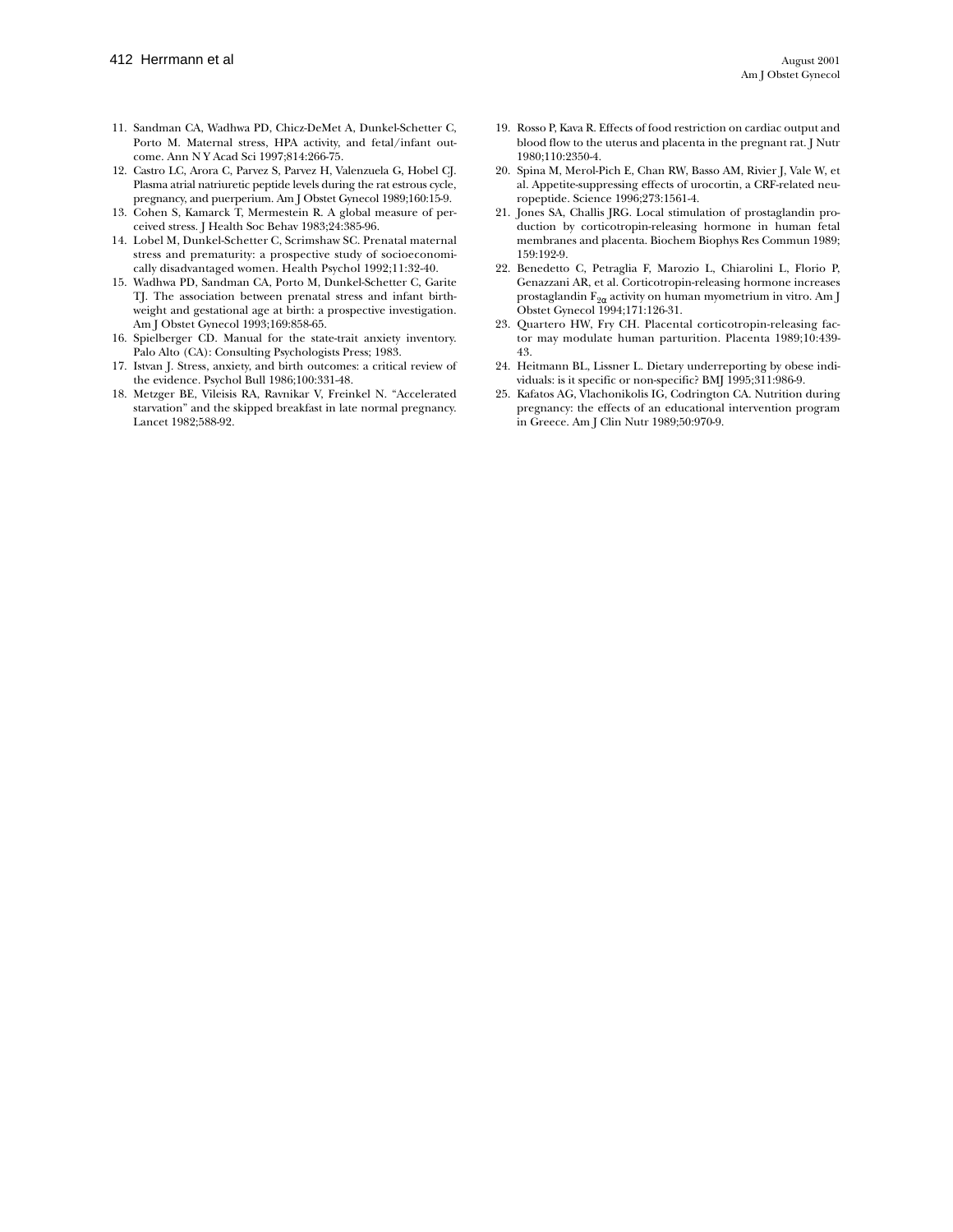11. Sandman CA, Wadhwa PD, Chicz-DeMet A, Dunkel-Schetter C, Porto M. Maternal stress, HPA activity, and fetal/infant outcome. Ann N Y Acad Sci 1997;814:266-75.
12. Castro LC, Arora C, Parvez S, Parvez H, Valenzuela G, Hobel CJ. Plasma atrial natriuretic peptide levels during the rat estrous cycle, pregnancy, and puerperium. Am J Obstet Gynecol 1989;160:15-9.
13. Cohen S, Kamarck T, Mermestein R. A global measure of perceived stress. J Health Soc Behav 1983;24:385-96.
14. Lobel M, Dunkel-Schetter C, Scrimshaw SC. Prenatal maternal stress and prematurity: a prospective study of socioeconomically disadvantaged women. Health Psychol 1992;11:32-40.
15. Wadhwa PD, Sandman CA, Porto M, Dunkel-Schetter C, Garite TJ. The association between prenatal stress and infant birthweight and gestational age at birth: a prospective investigation. Am J Obstet Gynecol 1993;169:858-65.
16. Spielberger CD. Manual for the state-trait anxiety inventory. Palo Alto (CA): Consulting Psychologists Press; 1983.
17. Istvan J. Stress, anxiety, and birth outcomes: a critical review of the evidence. Psychol Bull 1986;100:331-48.
18. Metzger BE, Vileisis RA, Ravnikar V, Freinkel N. "Accelerated starvation" and the skipped breakfast in late normal pregnancy. Lancet 1982;588-92.
19. Rosso P, Kava R. Effects of food restriction on cardiac output and blood flow to the uterus and placenta in the pregnant rat. J Nutr 1980;110:2350-4.
20. Spina M, Merol-Pich E, Chan RW, Basso AM, Rivier J, Vale W, et al. Appetite-suppressing effects of urocortin, a CRF-related neuropeptide. Science 1996;273:1561-4.
21. Jones SA, Challis JRG. Local stimulation of prostaglandin production by corticotropin-releasing hormone in human fetal membranes and placenta. Biochem Biophys Res Commun 1989; 159:192-9.
22. Benedetto C, Petraglia F, Marozio L, Chiarolini L, Florio P, Genazzani AR, et al. Corticotropin-releasing hormone increases prostaglandin $F_{2\alpha}$ activity on human myometrium in vitro. Am J Obstet Gynecol 1994;171:126-31.
23. Quartero HW, Fry CH. Placental corticotropin-releasing factor may modulate human parturition. Placenta 1989;10:439-43.
24. Heitmann BL, Lissner L. Dietary underreporting by obese individuals: is it specific or non-specific? BMJ 1995;311:986-9.
25. Kafatos AG, Vlachonikolis IG, Codrington CA. Nutrition during pregnancy: the effects of an educational intervention program in Greece. Am J Clin Nutr 1989;50:970-9.